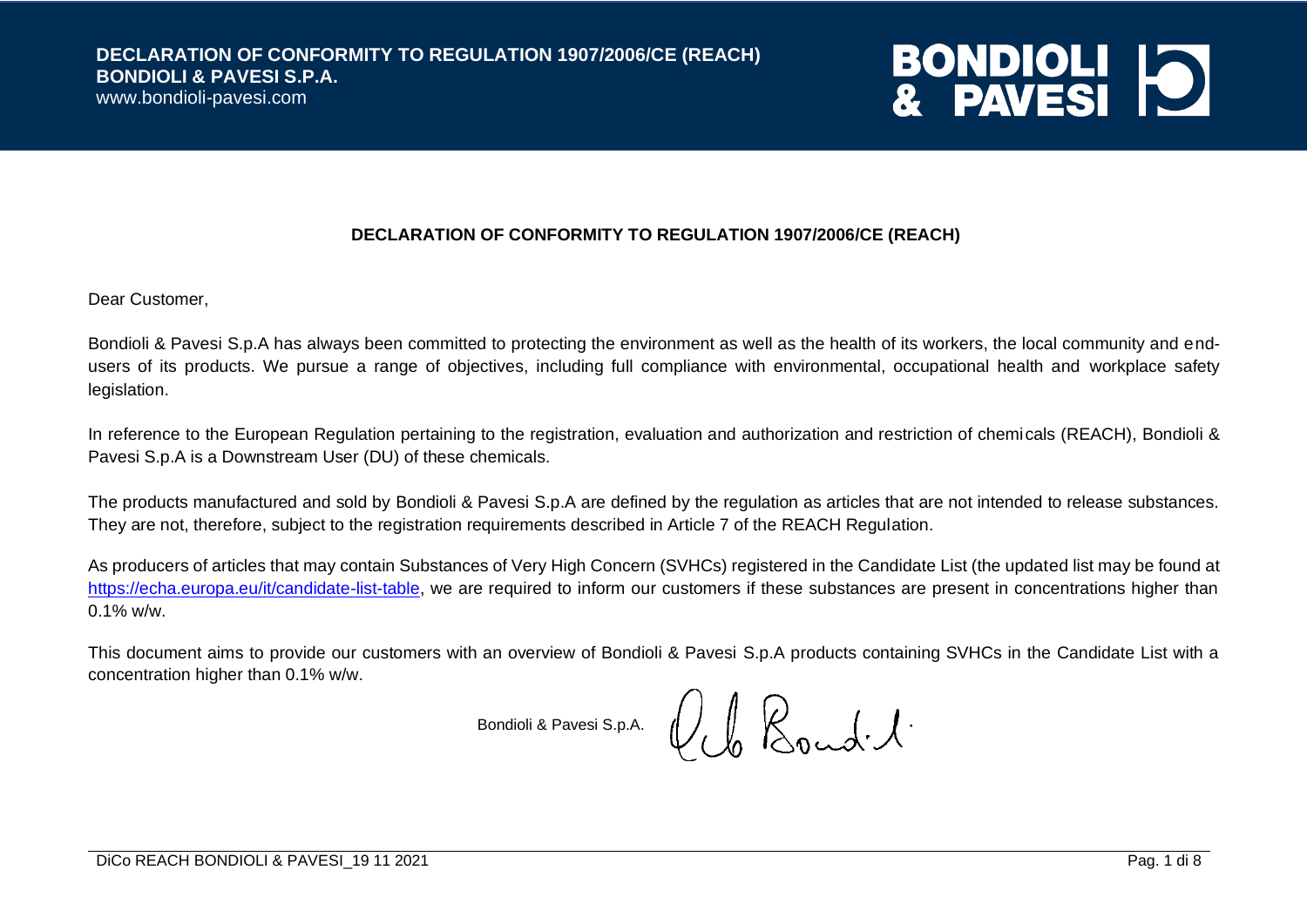# DECLARATION OF CONFORMITY TO REGULATION 1907/2006/CE (REACH)

Dear Customer,

Bondioli & Pavesi S.p.A has always been committed to protecting the environment as well as the health of its workers, the local community and end-users of its products. We pursue a range of objectives, including full compliance with environmental, occupational health and workplace safety legislation.

In reference to the European Regulation pertaining to the registration, evaluation and authorization and restriction of chemicals (REACH), Bondioli & Pavesi S.p.A is a Downstream User (DU) of these chemicals.

The products manufactured and sold by Bondioli & Pavesi S.p.A are defined by the regulation as articles that are not intended to release substances. They are not, therefore, subject to the registration requirements described in Article 7 of the REACH Regulation.

As producers of articles that may contain Substances of Very High Concern (SVHCs) registered in the Candidate List (the updated list may be found at https://echa.europa.eu/it/candidate-list-table, we are required to inform our customers if these substances are present in concentrations higher than 0.1% w/w.

This document aims to provide our customers with an overview of Bondioli & Pavesi S.p.A products containing SVHCs in the Candidate List with a concentration higher than 0.1% w/w.

Bondioli & Pavesi S.p.A.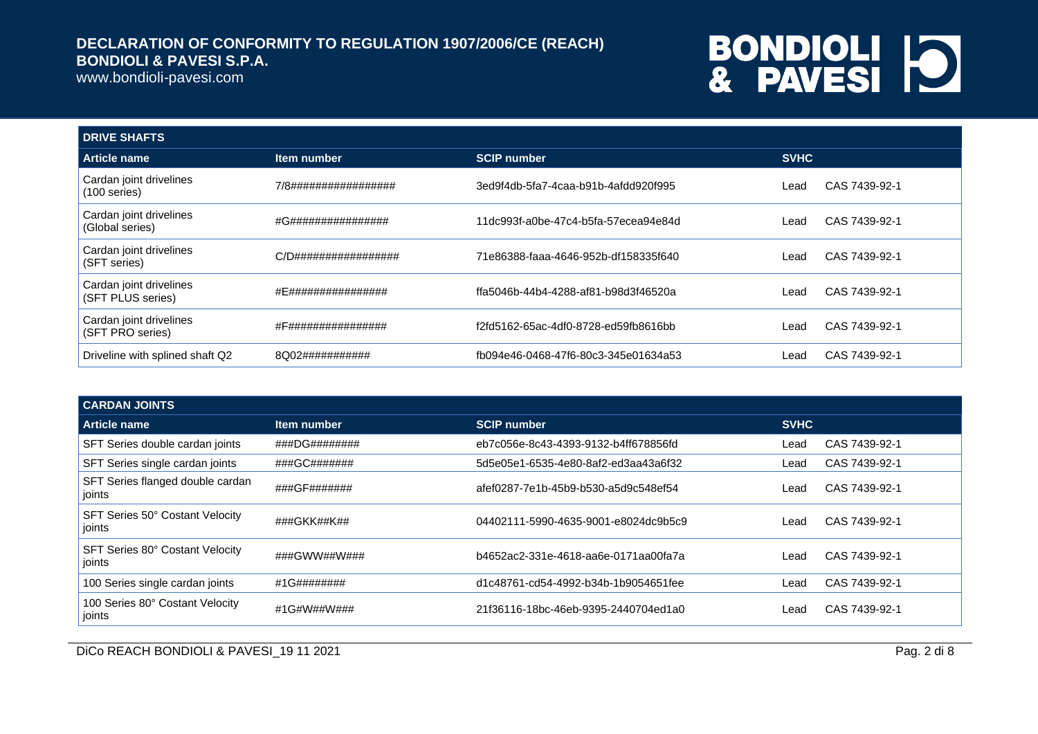## DRIVE SHAFTS

| Article name | Item number | SCIP number | SVHC | |
|---|---|---|---|---|
| Cardan joint drivelines (100 series) | 7/8################# | 3ed9f4db-5fa7-4caa-b91b-4afdd920f995 | Lead | CAS 7439-92-1 |
| Cardan joint drivelines (Global series) | #G################ | 11dc993f-a0be-47c4-b5fa-57ecea94e84d | Lead | CAS 7439-92-1 |
| Cardan joint drivelines (SFT series) | C/D################# | 71e86388-faaa-4646-952b-df158335f640 | Lead | CAS 7439-92-1 |
| Cardan joint drivelines (SFT PLUS series) | #E################ | ffa5046b-44b4-4288-af81-b98d3f46520a | Lead | CAS 7439-92-1 |
| Cardan joint drivelines (SFT PRO series) | #F################ | f2fd5162-65ac-4df0-8728-ed59fb8616bb | Lead | CAS 7439-92-1 |
| Driveline with splined shaft Q2 | 8Q02########### | fb094e46-0468-47f6-80c3-345e01634a53 | Lead | CAS 7439-92-1 |

## CARDAN JOINTS

| Article name | Item number | SCIP number | SVHC | |
|---|---|---|---|---|
| SFT Series double cardan joints | ###DG######## | eb7c056e-8c43-4393-9132-b4ff678856fd | Lead | CAS 7439-92-1 |
| SFT Series single cardan joints | ###GC####### | 5d5e05e1-6535-4e80-8af2-ed3aa43a6f32 | Lead | CAS 7439-92-1 |
| SFT Series flanged double cardan joints | ###GF####### | afef0287-7e1b-45b9-b530-a5d9c548ef54 | Lead | CAS 7439-92-1 |
| SFT Series 50° Costant Velocity joints | ###GKK##K## | 04402111-5990-4635-9001-e8024dc9b5c9 | Lead | CAS 7439-92-1 |
| SFT Series 80° Costant Velocity joints | ###GWW##W### | b4652ac2-331e-4618-aa6e-0171aa00fa7a | Lead | CAS 7439-92-1 |
| 100 Series single cardan joints | #1G######## | d1c48761-cd54-4992-b34b-1b9054651fee | Lead | CAS 7439-92-1 |
| 100 Series 80° Costant Velocity joints | #1G#W##W### | 21f36116-18bc-46eb-9395-2440704ed1a0 | Lead | CAS 7439-92-1 |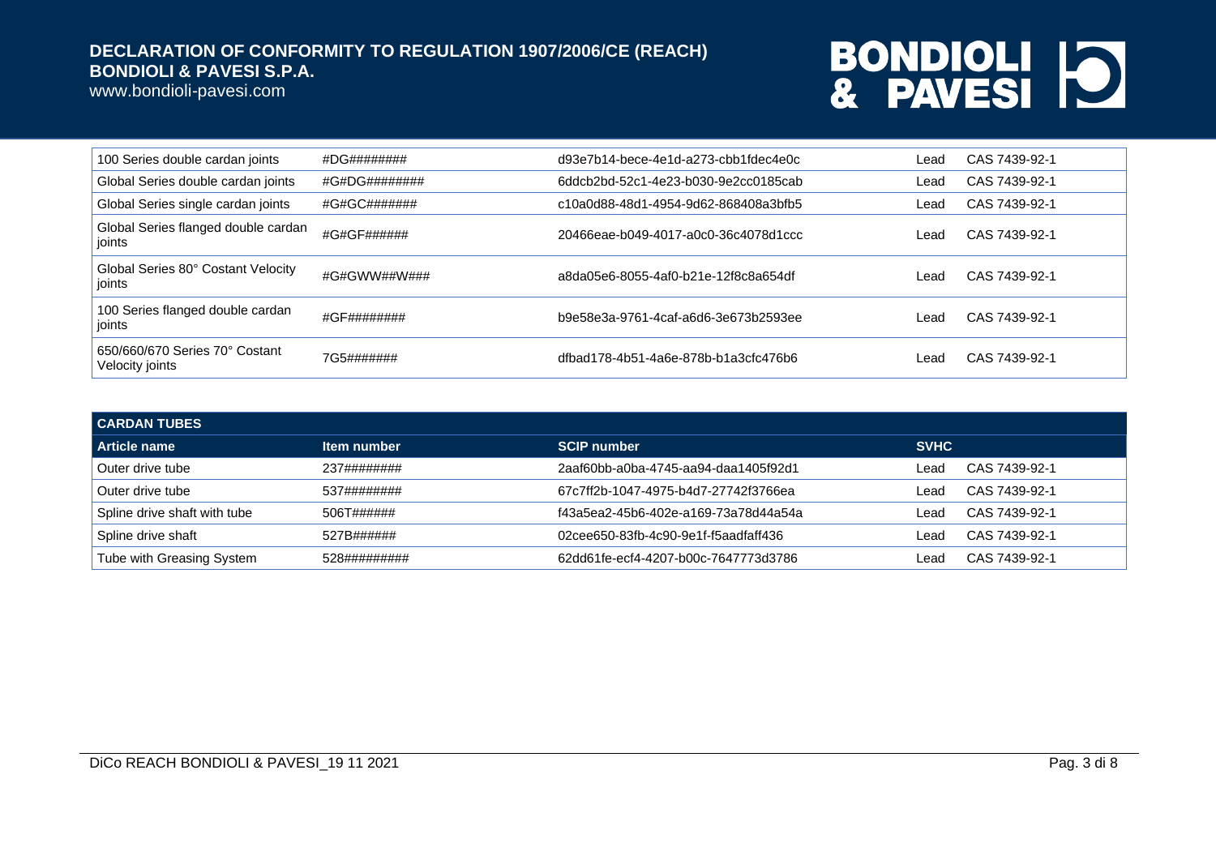| | | | | |
|---|---|---|---|---|
| 100 Series double cardan joints | #DG######## | d93e7b14-bece-4e1d-a273-cbb1fdec4e0c | Lead | CAS 7439-92-1 |
| Global Series double cardan joints | #G#DG######## | 6ddcb2bd-52c1-4e23-b030-9e2cc0185cab | Lead | CAS 7439-92-1 |
| Global Series single cardan joints | #G#GC####### | c10a0d88-48d1-4954-9d62-868408a3bfb5 | Lead | CAS 7439-92-1 |
| Global Series flanged double cardan joints | #G#GF###### | 20466eae-b049-4017-a0c0-36c4078d1ccc | Lead | CAS 7439-92-1 |
| Global Series 80° Costant Velocity joints | #G#GWW##W### | a8da05e6-8055-4af0-b21e-12f8c8a654df | Lead | CAS 7439-92-1 |
| 100 Series flanged double cardan joints | #GF######## | b9e58e3a-9761-4caf-a6d6-3e673b2593ee | Lead | CAS 7439-92-1 |
| 650/660/670 Series 70° Costant Velocity joints | 7G5####### | dfbad178-4b51-4a6e-878b-b1a3cfc476b6 | Lead | CAS 7439-92-1 |

| CARDAN TUBES | | | | |
|---|---|---|---|---|
| **Article name** | **Item number** | **SCIP number** | **SVHC** | |
| Outer drive tube | 237######## | 2aaf60bb-a0ba-4745-aa94-daa1405f92d1 | Lead | CAS 7439-92-1 |
| Outer drive tube | 537######## | 67c7ff2b-1047-4975-b4d7-27742f3766ea | Lead | CAS 7439-92-1 |
| Spline drive shaft with tube | 506T###### | f43a5ea2-45b6-402e-a169-73a78d44a54a | Lead | CAS 7439-92-1 |
| Spline drive shaft | 527B###### | 02cee650-83fb-4c90-9e1f-f5aadfaff436 | Lead | CAS 7439-92-1 |
| Tube with Greasing System | 528######### | 62dd61fe-ecf4-4207-b00c-7647773d3786 | Lead | CAS 7439-92-1 |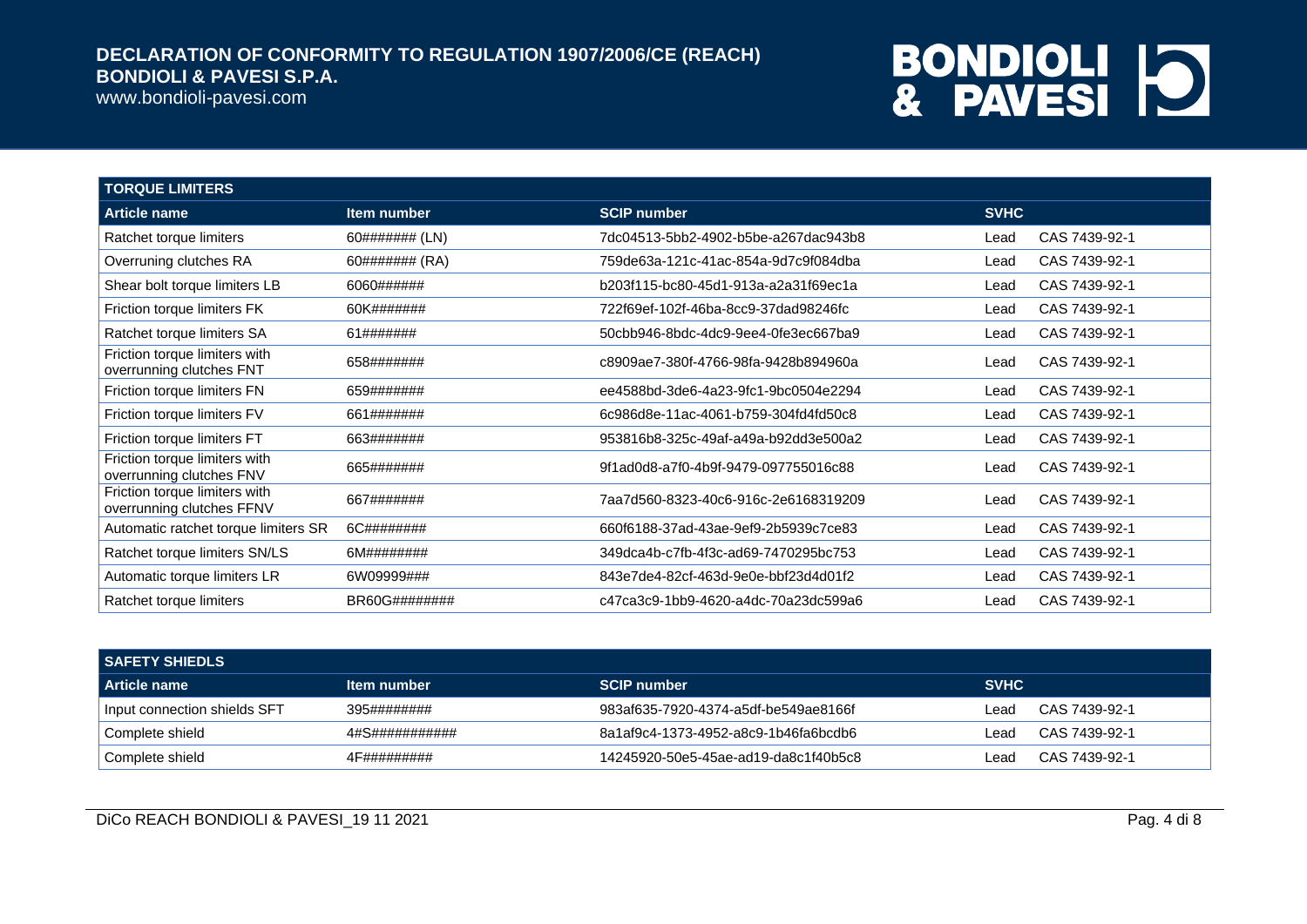| TORQUE LIMITERS | | | |
|---|---|---|---|
| **Article name** | **Item number** | **SCIP number** | **SVHC** |
| Ratchet torque limiters | 60####### (LN) | 7dc04513-5bb2-4902-b5be-a267dac943b8 | Lead CAS 7439-92-1 |
| Overruning clutches RA | 60####### (RA) | 759de63a-121c-41ac-854a-9d7c9f084dba | Lead CAS 7439-92-1 |
| Shear bolt torque limiters LB | 6060###### | b203f115-bc80-45d1-913a-a2a31f69ec1a | Lead CAS 7439-92-1 |
| Friction torque limiters FK | 60K####### | 722f69ef-102f-46ba-8cc9-37dad98246fc | Lead CAS 7439-92-1 |
| Ratchet torque limiters SA | 61####### | 50cbb946-8bdc-4dc9-9ee4-0fe3ec667ba9 | Lead CAS 7439-92-1 |
| Friction torque limiters with overrunning clutches FNT | 658####### | c8909ae7-380f-4766-98fa-9428b894960a | Lead CAS 7439-92-1 |
| Friction torque limiters FN | 659####### | ee4588bd-3de6-4a23-9fc1-9bc0504e2294 | Lead CAS 7439-92-1 |
| Friction torque limiters FV | 661####### | 6c986d8e-11ac-4061-b759-304fd4fd50c8 | Lead CAS 7439-92-1 |
| Friction torque limiters FT | 663####### | 953816b8-325c-49af-a49a-b92dd3e500a2 | Lead CAS 7439-92-1 |
| Friction torque limiters with overrunning clutches FNV | 665####### | 9f1ad0d8-a7f0-4b9f-9479-097755016c88 | Lead CAS 7439-92-1 |
| Friction torque limiters with overrunning clutches FFNV | 667####### | 7aa7d560-8323-40c6-916c-2e6168319209 | Lead CAS 7439-92-1 |
| Automatic ratchet torque limiters SR | 6C######## | 660f6188-37ad-43ae-9ef9-2b5939c7ce83 | Lead CAS 7439-92-1 |
| Ratchet torque limiters SN/LS | 6M######## | 349dca4b-c7fb-4f3c-ad69-7470295bc753 | Lead CAS 7439-92-1 |
| Automatic torque limiters LR | 6W09999### | 843e7de4-82cf-463d-9e0e-bbf23d4d01f2 | Lead CAS 7439-92-1 |
| Ratchet torque limiters | BR60G######## | c47ca3c9-1bb9-4620-a4dc-70a23dc599a6 | Lead CAS 7439-92-1 |

| SAFETY SHIEDLS | | | |
|---|---|---|---|
| **Article name** | **Item number** | **SCIP number** | **SVHC** |
| Input connection shields SFT | 395######## | 983af635-7920-4374-a5df-be549ae8166f | Lead CAS 7439-92-1 |
| Complete shield | 4#S########### | 8a1af9c4-1373-4952-a8c9-1b46fa6bcdb6 | Lead CAS 7439-92-1 |
| Complete shield | 4F######### | 14245920-50e5-45ae-ad19-da8c1f40b5c8 | Lead CAS 7439-92-1 |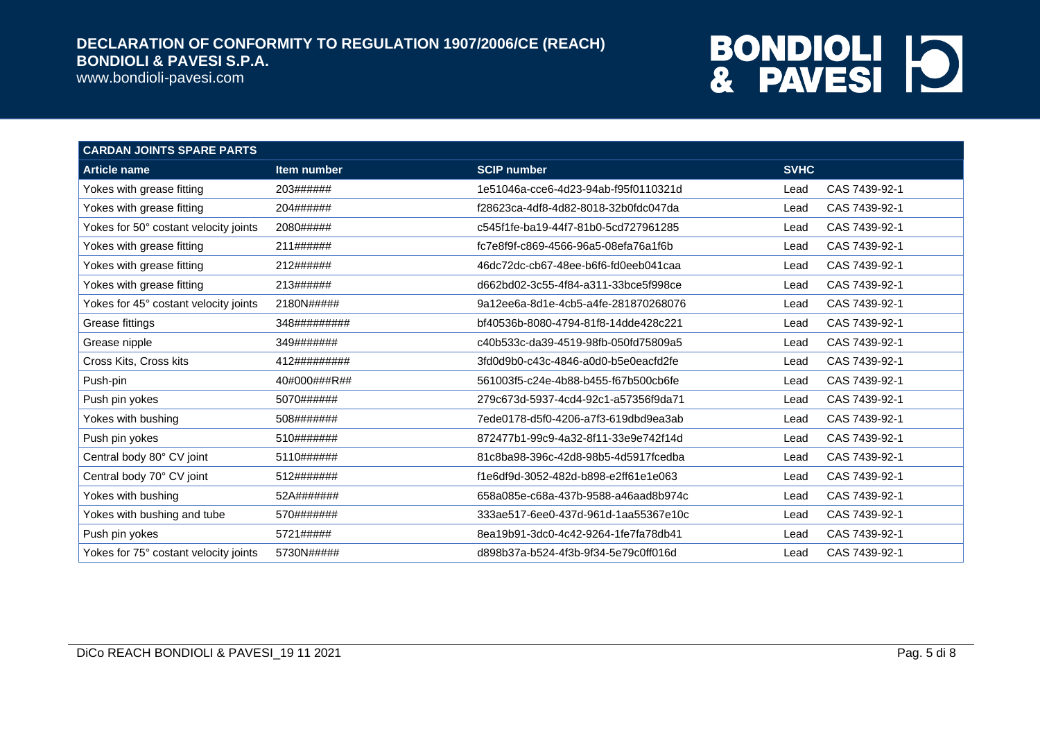| CARDAN JOINTS SPARE PARTS | | | | |
|---|---|---|---|---|
| **Article name** | **Item number** | **SCIP number** | **SVHC** | |
| Yokes with grease fitting | 203###### | 1e51046a-cce6-4d23-94ab-f95f0110321d | Lead | CAS 7439-92-1 |
| Yokes with grease fitting | 204###### | f28623ca-4df8-4d82-8018-32b0fdc047da | Lead | CAS 7439-92-1 |
| Yokes for 50° costant velocity joints | 2080##### | c545f1fe-ba19-44f7-81b0-5cd727961285 | Lead | CAS 7439-92-1 |
| Yokes with grease fitting | 211###### | fc7e8f9f-c869-4566-96a5-08efa76a1f6b | Lead | CAS 7439-92-1 |
| Yokes with grease fitting | 212###### | 46dc72dc-cb67-48ee-b6f6-fd0eeb041caa | Lead | CAS 7439-92-1 |
| Yokes with grease fitting | 213###### | d662bd02-3c55-4f84-a311-33bce5f998ce | Lead | CAS 7439-92-1 |
| Yokes for 45° costant velocity joints | 2180N##### | 9a12ee6a-8d1e-4cb5-a4fe-281870268076 | Lead | CAS 7439-92-1 |
| Grease fittings | 348######### | bf40536b-8080-4794-81f8-14dde428c221 | Lead | CAS 7439-92-1 |
| Grease nipple | 349####### | c40b533c-da39-4519-98fb-050fd75809a5 | Lead | CAS 7439-92-1 |
| Cross Kits, Cross kits | 412######### | 3fd0d9b0-c43c-4846-a0d0-b5e0eacfd2fe | Lead | CAS 7439-92-1 |
| Push-pin | 40#000###R## | 561003f5-c24e-4b88-b455-f67b500cb6fe | Lead | CAS 7439-92-1 |
| Push pin yokes | 5070###### | 279c673d-5937-4cd4-92c1-a57356f9da71 | Lead | CAS 7439-92-1 |
| Yokes with bushing | 508####### | 7ede0178-d5f0-4206-a7f3-619dbd9ea3ab | Lead | CAS 7439-92-1 |
| Push pin yokes | 510####### | 872477b1-99c9-4a32-8f11-33e9e742f14d | Lead | CAS 7439-92-1 |
| Central body 80° CV joint | 5110###### | 81c8ba98-396c-42d8-98b5-4d5917fcedba | Lead | CAS 7439-92-1 |
| Central body 70° CV joint | 512####### | f1e6df9d-3052-482d-b898-e2ff61e1e063 | Lead | CAS 7439-92-1 |
| Yokes with bushing | 52A####### | 658a085e-c68a-437b-9588-a46aad8b974c | Lead | CAS 7439-92-1 |
| Yokes with bushing and tube | 570####### | 333ae517-6ee0-437d-961d-1aa55367e10c | Lead | CAS 7439-92-1 |
| Push pin yokes | 5721##### | 8ea19b91-3dc0-4c42-9264-1fe7fa78db41 | Lead | CAS 7439-92-1 |
| Yokes for 75° costant velocity joints | 5730N##### | d898b37a-b524-4f3b-9f34-5e79c0ff016d | Lead | CAS 7439-92-1 |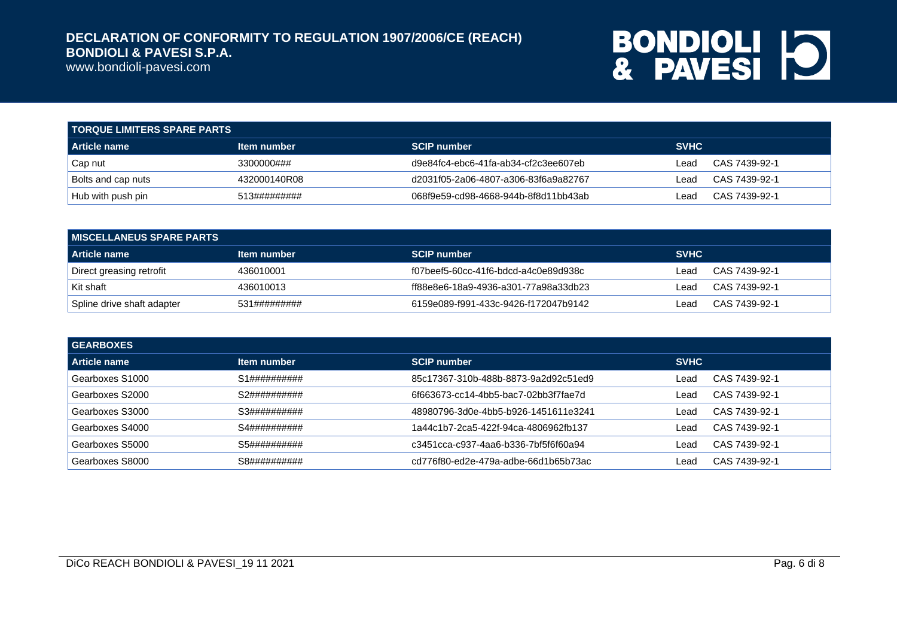| TORQUE LIMITERS SPARE PARTS | | | |
|---|---|---|---|
| **Article name** | **Item number** | **SCIP number** | **SVHC** |
| Cap nut | 3300000### | d9e84fc4-ebc6-41fa-ab34-cf2c3ee607eb | Lead CAS 7439-92-1 |
| Bolts and cap nuts | 432000140R08 | d2031f05-2a06-4807-a306-83f6a9a82767 | Lead CAS 7439-92-1 |
| Hub with push pin | 513######### | 068f9e59-cd98-4668-944b-8f8d11bb43ab | Lead CAS 7439-92-1 |

| MISCELLANEUS SPARE PARTS | | | |
|---|---|---|---|
| **Article name** | **Item number** | **SCIP number** | **SVHC** |
| Direct greasing retrofit | 436010001 | f07beef5-60cc-41f6-bdcd-a4c0e89d938c | Lead CAS 7439-92-1 |
| Kit shaft | 436010013 | ff88e8e6-18a9-4936-a301-77a98a33db23 | Lead CAS 7439-92-1 |
| Spline drive shaft adapter | 531######### | 6159e089-f991-433c-9426-f172047b9142 | Lead CAS 7439-92-1 |

| GEARBOXES | | | |
|---|---|---|---|
| **Article name** | **Item number** | **SCIP number** | **SVHC** |
| Gearboxes S1000 | S1########## | 85c17367-310b-488b-8873-9a2d92c51ed9 | Lead CAS 7439-92-1 |
| Gearboxes S2000 | S2########## | 6f663673-cc14-4bb5-bac7-02bb3f7fae7d | Lead CAS 7439-92-1 |
| Gearboxes S3000 | S3########## | 48980796-3d0e-4bb5-b926-1451611e3241 | Lead CAS 7439-92-1 |
| Gearboxes S4000 | S4########## | 1a44c1b7-2ca5-422f-94ca-4806962fb137 | Lead CAS 7439-92-1 |
| Gearboxes S5000 | S5########## | c3451cca-c937-4aa6-b336-7bf5f6f60a94 | Lead CAS 7439-92-1 |
| Gearboxes S8000 | S8########## | cd776f80-ed2e-479a-adbe-66d1b65b73ac | Lead CAS 7439-92-1 |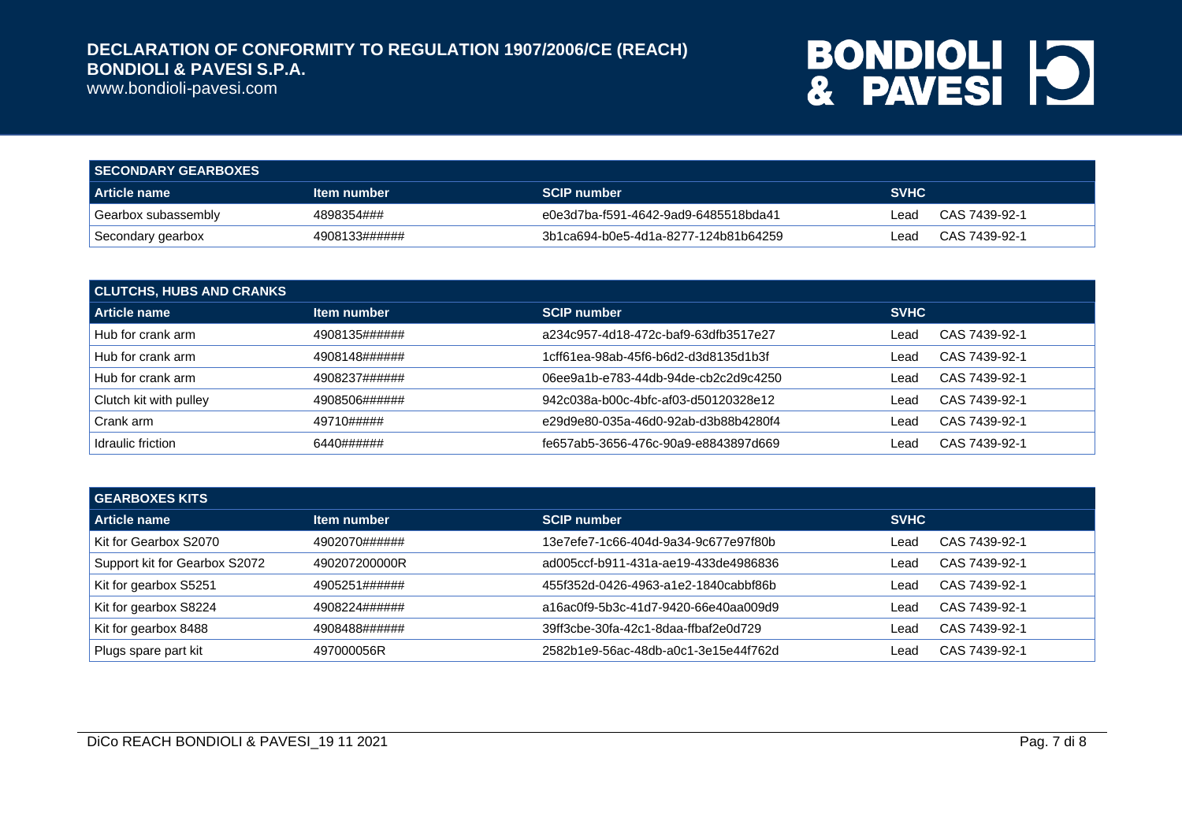| SECONDARY GEARBOXES | | | |
|---|---|---|---|
| **Article name** | **Item number** | **SCIP number** | **SVHC** |
| Gearbox subassembly | 4898354### | e0e3d7ba-f591-4642-9ad9-6485518bda41 | Lead CAS 7439-92-1 |
| Secondary gearbox | 4908133###### | 3b1ca694-b0e5-4d1a-8277-124b81b64259 | Lead CAS 7439-92-1 |

| CLUTCHS, HUBS AND CRANKS | | | |
|---|---|---|---|
| **Article name** | **Item number** | **SCIP number** | **SVHC** |
| Hub for crank arm | 4908135###### | a234c957-4d18-472c-baf9-63dfb3517e27 | Lead CAS 7439-92-1 |
| Hub for crank arm | 4908148###### | 1cff61ea-98ab-45f6-b6d2-d3d8135d1b3f | Lead CAS 7439-92-1 |
| Hub for crank arm | 4908237###### | 06ee9a1b-e783-44db-94de-cb2c2d9c4250 | Lead CAS 7439-92-1 |
| Clutch kit with pulley | 4908506###### | 942c038a-b00c-4bfc-af03-d50120328e12 | Lead CAS 7439-92-1 |
| Crank arm | 49710##### | e29d9e80-035a-46d0-92ab-d3b88b4280f4 | Lead CAS 7439-92-1 |
| Idraulic friction | 6440###### | fe657ab5-3656-476c-90a9-e8843897d669 | Lead CAS 7439-92-1 |

| GEARBOXES KITS | | | |
|---|---|---|---|
| **Article name** | **Item number** | **SCIP number** | **SVHC** |
| Kit for Gearbox S2070 | 4902070###### | 13e7efe7-1c66-404d-9a34-9c677e97f80b | Lead CAS 7439-92-1 |
| Support kit for Gearbox S2072 | 490207200000R | ad005ccf-b911-431a-ae19-433de4986836 | Lead CAS 7439-92-1 |
| Kit for gearbox S5251 | 4905251###### | 455f352d-0426-4963-a1e2-1840cabbf86b | Lead CAS 7439-92-1 |
| Kit for gearbox S8224 | 4908224###### | a16ac0f9-5b3c-41d7-9420-66e40aa009d9 | Lead CAS 7439-92-1 |
| Kit for gearbox 8488 | 4908488###### | 39ff3cbe-30fa-42c1-8daa-ffbaf2e0d729 | Lead CAS 7439-92-1 |
| Plugs spare part kit | 497000056R | 2582b1e9-56ac-48db-a0c1-3e15e44f762d | Lead CAS 7439-92-1 |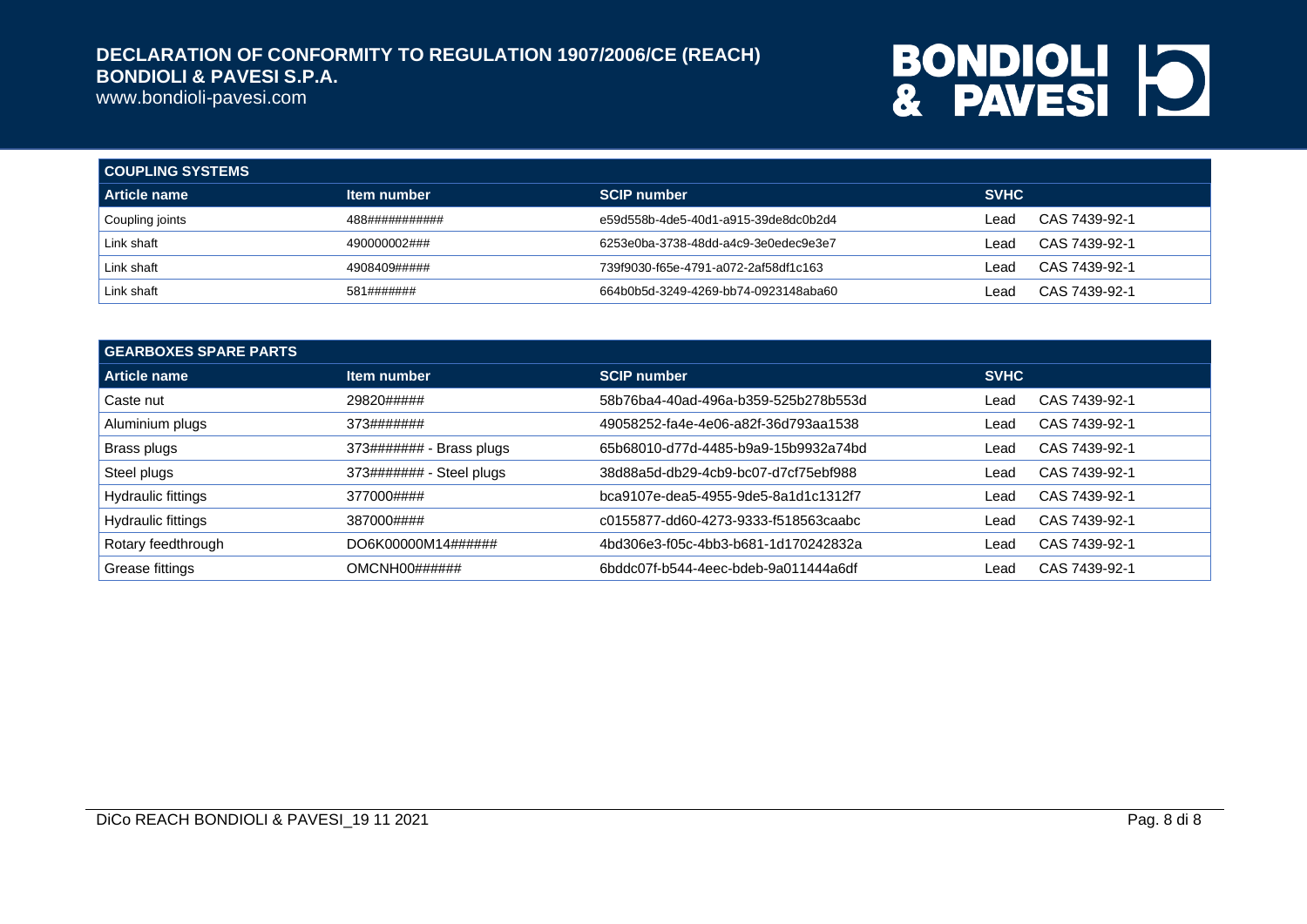## COUPLING SYSTEMS

| Article name | Item number | SCIP number | SVHC | |
|---|---|---|---|---|
| Coupling joints | 488########### | e59d558b-4de5-40d1-a915-39de8dc0b2d4 | Lead | CAS 7439-92-1 |
| Link shaft | 490000002### | 6253e0ba-3738-48dd-a4c9-3e0edec9e3e7 | Lead | CAS 7439-92-1 |
| Link shaft | 4908409##### | 739f9030-f65e-4791-a072-2af58df1c163 | Lead | CAS 7439-92-1 |
| Link shaft | 581####### | 664b0b5d-3249-4269-bb74-0923148aba60 | Lead | CAS 7439-92-1 |

## GEARBOXES SPARE PARTS

| Article name | Item number | SCIP number | SVHC | |
|---|---|---|---|---|
| Caste nut | 29820##### | 58b76ba4-40ad-496a-b359-525b278b553d | Lead | CAS 7439-92-1 |
| Aluminium plugs | 373####### | 49058252-fa4e-4e06-a82f-36d793aa1538 | Lead | CAS 7439-92-1 |
| Brass plugs | 373####### - Brass plugs | 65b68010-d77d-4485-b9a9-15b9932a74bd | Lead | CAS 7439-92-1 |
| Steel plugs | 373####### - Steel plugs | 38d88a5d-db29-4cb9-bc07-d7cf75ebf988 | Lead | CAS 7439-92-1 |
| Hydraulic fittings | 377000#### | bca9107e-dea5-4955-9de5-8a1d1c1312f7 | Lead | CAS 7439-92-1 |
| Hydraulic fittings | 387000#### | c0155877-dd60-4273-9333-f518563caabc | Lead | CAS 7439-92-1 |
| Rotary feedthrough | DO6K00000M14###### | 4bd306e3-f05c-4bb3-b681-1d170242832a | Lead | CAS 7439-92-1 |
| Grease fittings | OMCNH00###### | 6bddc07f-b544-4eec-bdeb-9a011444a6df | Lead | CAS 7439-92-1 |